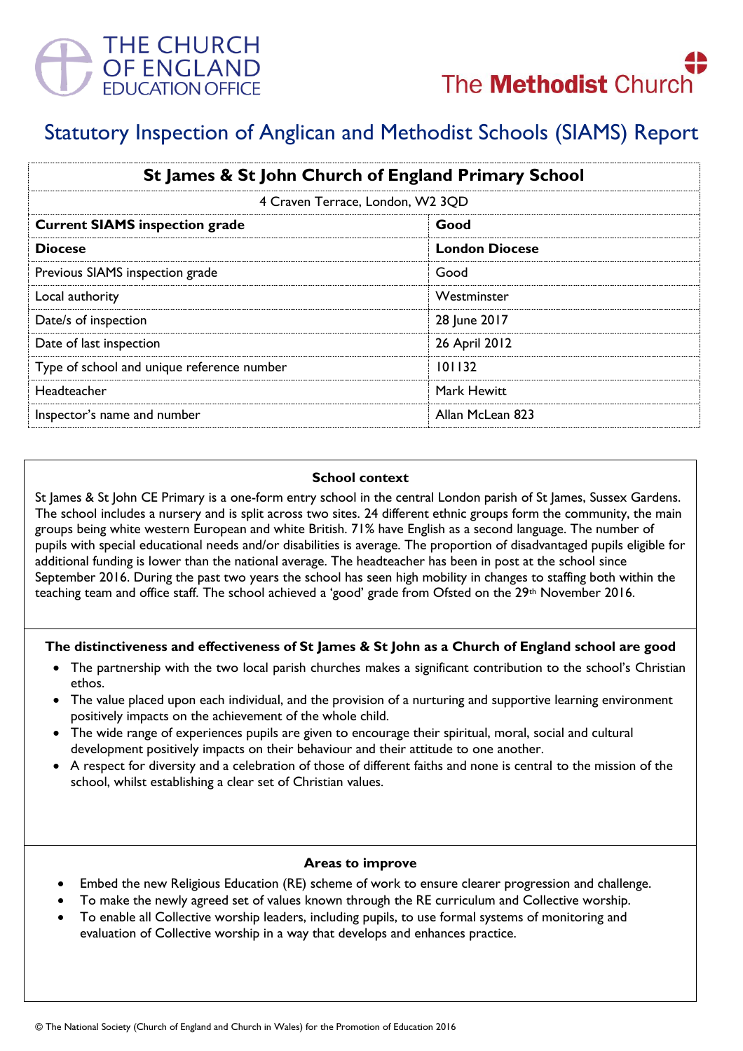THE CHURCH OF ENGLAND EDUCATION OFFICE

The Methodist Church

# Statutory Inspection of Anglican and Methodist Schools (SIAMS) Report

| St James & St John Church of England Primary School | |
|---|---|
| 4 Craven Terrace, London, W2 3QD | |
| **Current SIAMS inspection grade** | **Good** |
| **Diocese** | **London Diocese** |
| Previous SIAMS inspection grade | Good |
| Local authority | Westminster |
| Date/s of inspection | 28 June 2017 |
| Date of last inspection | 26 April 2012 |
| Type of school and unique reference number | 101132 |
| Headteacher | Mark Hewitt |
| Inspector's name and number | Allan McLean 823 |

### School context

St James & St John CE Primary is a one-form entry school in the central London parish of St James, Sussex Gardens. The school includes a nursery and is split across two sites. 24 different ethnic groups form the community, the main groups being white western European and white British. 71% have English as a second language. The number of pupils with special educational needs and/or disabilities is average. The proportion of disadvantaged pupils eligible for additional funding is lower than the national average. The headteacher has been in post at the school since September 2016. During the past two years the school has seen high mobility in changes to staffing both within the teaching team and office staff. The school achieved a 'good' grade from Ofsted on the 29th November 2016.

### The distinctiveness and effectiveness of St James & St John as a Church of England school are good

- The partnership with the two local parish churches makes a significant contribution to the school's Christian ethos.
- The value placed upon each individual, and the provision of a nurturing and supportive learning environment positively impacts on the achievement of the whole child.
- The wide range of experiences pupils are given to encourage their spiritual, moral, social and cultural development positively impacts on their behaviour and their attitude to one another.
- A respect for diversity and a celebration of those of different faiths and none is central to the mission of the school, whilst establishing a clear set of Christian values.

### Areas to improve

- Embed the new Religious Education (RE) scheme of work to ensure clearer progression and challenge.
- To make the newly agreed set of values known through the RE curriculum and Collective worship.
- To enable all Collective worship leaders, including pupils, to use formal systems of monitoring and evaluation of Collective worship in a way that develops and enhances practice.

© The National Society (Church of England and Church in Wales) for the Promotion of Education 2016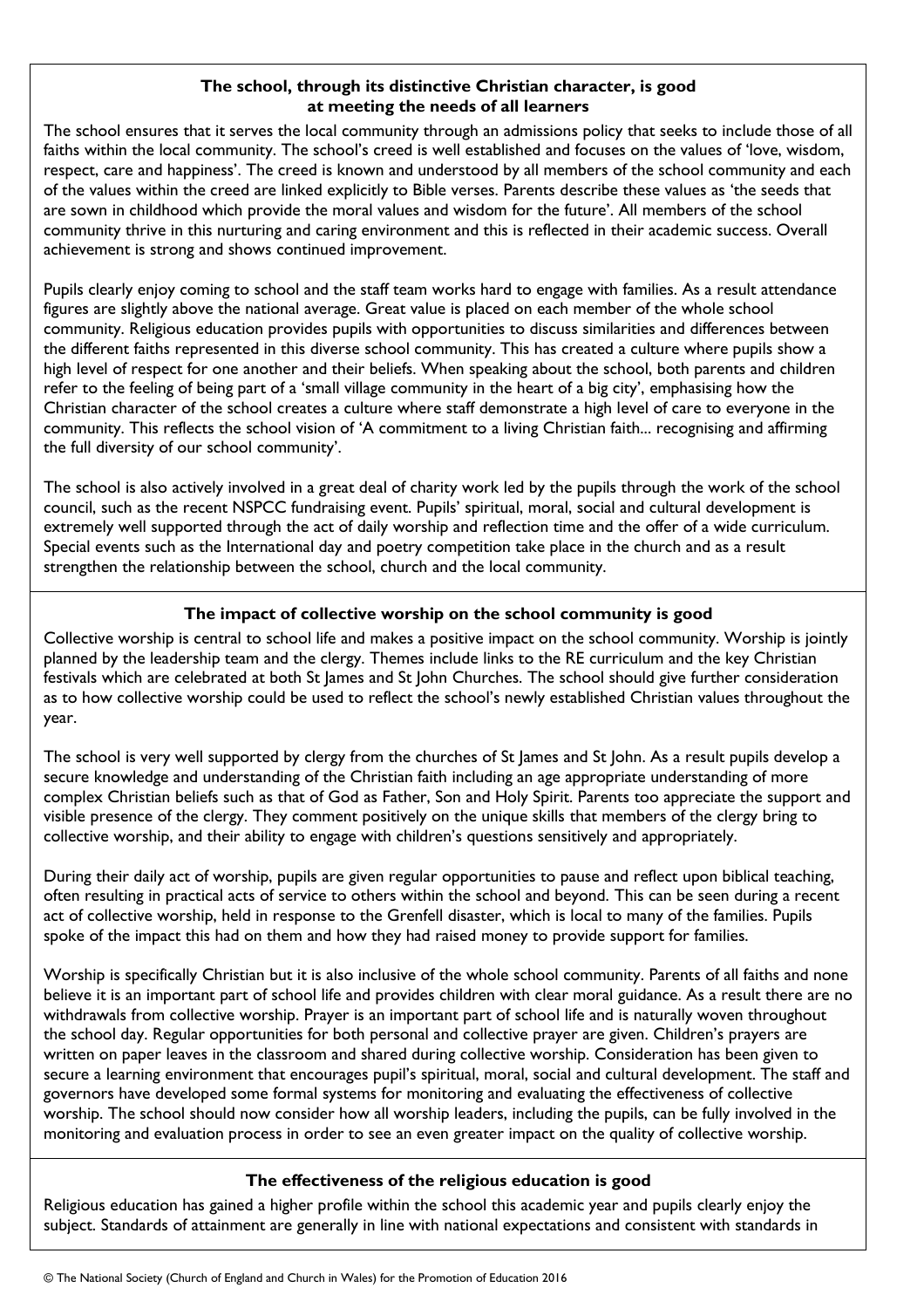**The school, through its distinctive Christian character, is good at meeting the needs of all learners**

The school ensures that it serves the local community through an admissions policy that seeks to include those of all faiths within the local community. The school's creed is well established and focuses on the values of 'love, wisdom, respect, care and happiness'. The creed is known and understood by all members of the school community and each of the values within the creed are linked explicitly to Bible verses. Parents describe these values as 'the seeds that are sown in childhood which provide the moral values and wisdom for the future'. All members of the school community thrive in this nurturing and caring environment and this is reflected in their academic success. Overall achievement is strong and shows continued improvement.

Pupils clearly enjoy coming to school and the staff team works hard to engage with families. As a result attendance figures are slightly above the national average. Great value is placed on each member of the whole school community. Religious education provides pupils with opportunities to discuss similarities and differences between the different faiths represented in this diverse school community. This has created a culture where pupils show a high level of respect for one another and their beliefs. When speaking about the school, both parents and children refer to the feeling of being part of a 'small village community in the heart of a big city', emphasising how the Christian character of the school creates a culture where staff demonstrate a high level of care to everyone in the community. This reflects the school vision of 'A commitment to a living Christian faith... recognising and affirming the full diversity of our school community'.

The school is also actively involved in a great deal of charity work led by the pupils through the work of the school council, such as the recent NSPCC fundraising event. Pupils' spiritual, moral, social and cultural development is extremely well supported through the act of daily worship and reflection time and the offer of a wide curriculum. Special events such as the International day and poetry competition take place in the church and as a result strengthen the relationship between the school, church and the local community.

**The impact of collective worship on the school community is good**

Collective worship is central to school life and makes a positive impact on the school community. Worship is jointly planned by the leadership team and the clergy. Themes include links to the RE curriculum and the key Christian festivals which are celebrated at both St James and St John Churches. The school should give further consideration as to how collective worship could be used to reflect the school's newly established Christian values throughout the year.

The school is very well supported by clergy from the churches of St James and St John. As a result pupils develop a secure knowledge and understanding of the Christian faith including an age appropriate understanding of more complex Christian beliefs such as that of God as Father, Son and Holy Spirit. Parents too appreciate the support and visible presence of the clergy. They comment positively on the unique skills that members of the clergy bring to collective worship, and their ability to engage with children's questions sensitively and appropriately.

During their daily act of worship, pupils are given regular opportunities to pause and reflect upon biblical teaching, often resulting in practical acts of service to others within the school and beyond. This can be seen during a recent act of collective worship, held in response to the Grenfell disaster, which is local to many of the families. Pupils spoke of the impact this had on them and how they had raised money to provide support for families.

Worship is specifically Christian but it is also inclusive of the whole school community. Parents of all faiths and none believe it is an important part of school life and provides children with clear moral guidance. As a result there are no withdrawals from collective worship. Prayer is an important part of school life and is naturally woven throughout the school day. Regular opportunities for both personal and collective prayer are given. Children's prayers are written on paper leaves in the classroom and shared during collective worship. Consideration has been given to secure a learning environment that encourages pupil's spiritual, moral, social and cultural development. The staff and governors have developed some formal systems for monitoring and evaluating the effectiveness of collective worship. The school should now consider how all worship leaders, including the pupils, can be fully involved in the monitoring and evaluation process in order to see an even greater impact on the quality of collective worship.

**The effectiveness of the religious education is good**

Religious education has gained a higher profile within the school this academic year and pupils clearly enjoy the subject. Standards of attainment are generally in line with national expectations and consistent with standards in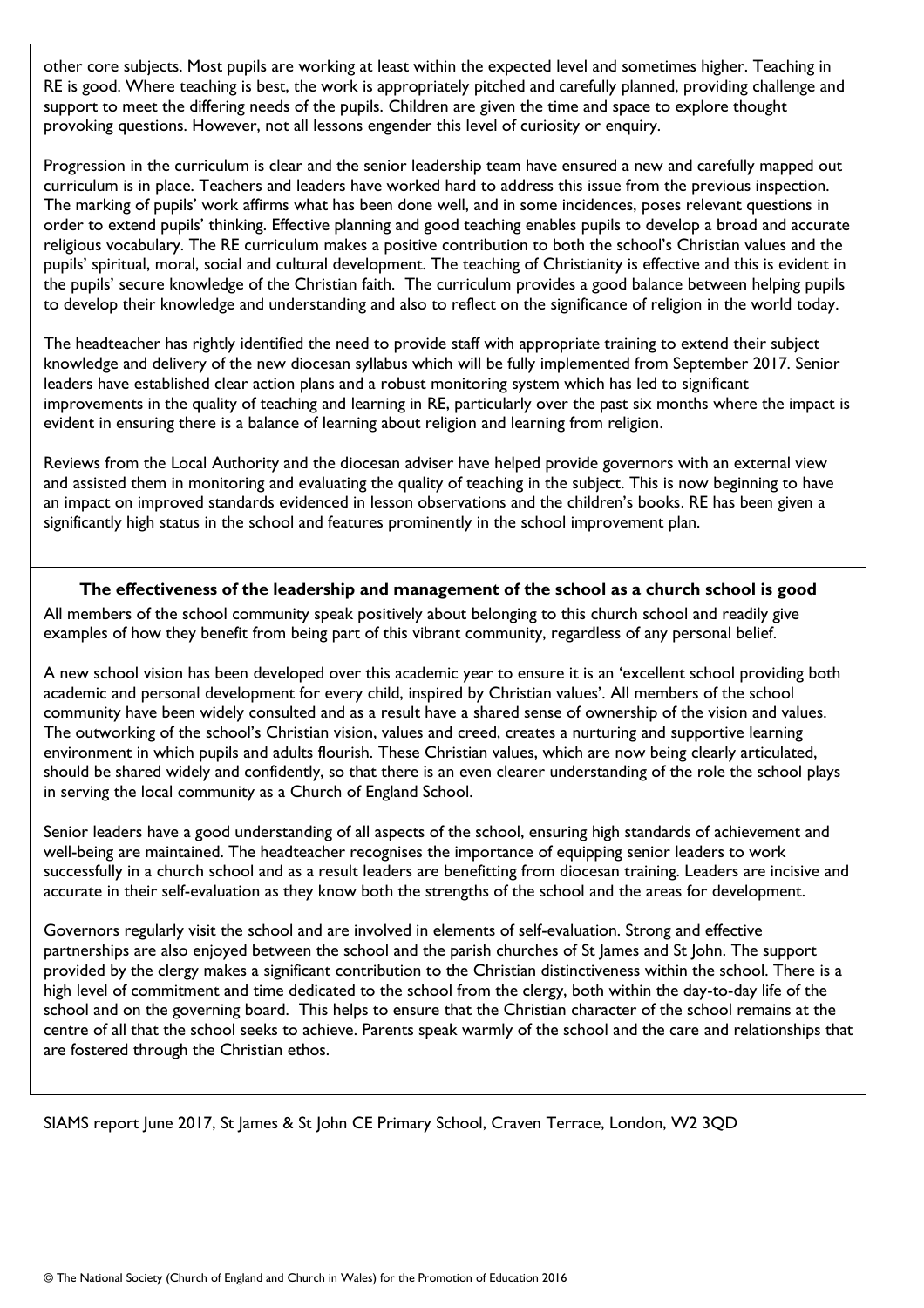other core subjects. Most pupils are working at least within the expected level and sometimes higher. Teaching in RE is good. Where teaching is best, the work is appropriately pitched and carefully planned, providing challenge and support to meet the differing needs of the pupils. Children are given the time and space to explore thought provoking questions. However, not all lessons engender this level of curiosity or enquiry.

Progression in the curriculum is clear and the senior leadership team have ensured a new and carefully mapped out curriculum is in place. Teachers and leaders have worked hard to address this issue from the previous inspection. The marking of pupils' work affirms what has been done well, and in some incidences, poses relevant questions in order to extend pupils' thinking. Effective planning and good teaching enables pupils to develop a broad and accurate religious vocabulary. The RE curriculum makes a positive contribution to both the school's Christian values and the pupils' spiritual, moral, social and cultural development. The teaching of Christianity is effective and this is evident in the pupils' secure knowledge of the Christian faith. The curriculum provides a good balance between helping pupils to develop their knowledge and understanding and also to reflect on the significance of religion in the world today.

The headteacher has rightly identified the need to provide staff with appropriate training to extend their subject knowledge and delivery of the new diocesan syllabus which will be fully implemented from September 2017. Senior leaders have established clear action plans and a robust monitoring system which has led to significant improvements in the quality of teaching and learning in RE, particularly over the past six months where the impact is evident in ensuring there is a balance of learning about religion and learning from religion.

Reviews from the Local Authority and the diocesan adviser have helped provide governors with an external view and assisted them in monitoring and evaluating the quality of teaching in the subject. This is now beginning to have an impact on improved standards evidenced in lesson observations and the children's books. RE has been given a significantly high status in the school and features prominently in the school improvement plan.

## The effectiveness of the leadership and management of the school as a church school is good

All members of the school community speak positively about belonging to this church school and readily give examples of how they benefit from being part of this vibrant community, regardless of any personal belief.

A new school vision has been developed over this academic year to ensure it is an 'excellent school providing both academic and personal development for every child, inspired by Christian values'. All members of the school community have been widely consulted and as a result have a shared sense of ownership of the vision and values. The outworking of the school's Christian vision, values and creed, creates a nurturing and supportive learning environment in which pupils and adults flourish. These Christian values, which are now being clearly articulated, should be shared widely and confidently, so that there is an even clearer understanding of the role the school plays in serving the local community as a Church of England School.

Senior leaders have a good understanding of all aspects of the school, ensuring high standards of achievement and well-being are maintained. The headteacher recognises the importance of equipping senior leaders to work successfully in a church school and as a result leaders are benefitting from diocesan training. Leaders are incisive and accurate in their self-evaluation as they know both the strengths of the school and the areas for development.

Governors regularly visit the school and are involved in elements of self-evaluation. Strong and effective partnerships are also enjoyed between the school and the parish churches of St James and St John. The support provided by the clergy makes a significant contribution to the Christian distinctiveness within the school. There is a high level of commitment and time dedicated to the school from the clergy, both within the day-to-day life of the school and on the governing board. This helps to ensure that the Christian character of the school remains at the centre of all that the school seeks to achieve. Parents speak warmly of the school and the care and relationships that are fostered through the Christian ethos.

SIAMS report June 2017, St James & St John CE Primary School, Craven Terrace, London, W2 3QD

© The National Society (Church of England and Church in Wales) for the Promotion of Education 2016